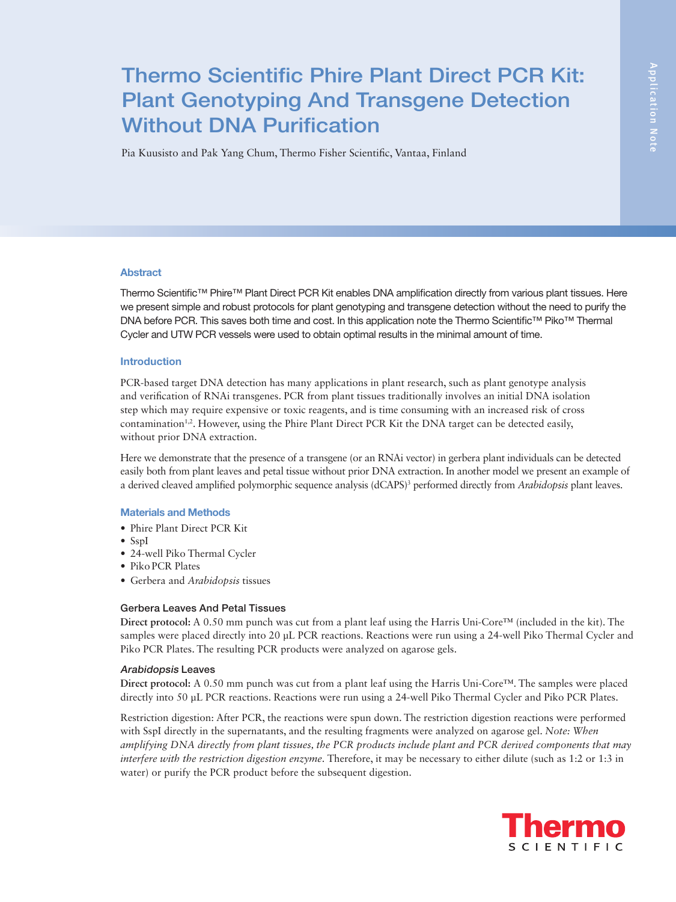# Thermo Scientific Phire Plant Direct PCR Kit: Plant Genotyping And Transgene Detection Without DNA Purification

Pia Kuusisto and Pak Yang Chum, Thermo Fisher Scientific, Vantaa, Finland

## Abstract

Thermo Scientific™ Phire™ Plant Direct PCR Kit enables DNA amplification directly from various plant tissues. Here we present simple and robust protocols for plant genotyping and transgene detection without the need to purify the DNA before PCR. This saves both time and cost. In this application note the Thermo Scientific™ Piko™ Thermal Cycler and UTW PCR vessels were used to obtain optimal results in the minimal amount of time.

## Introduction

PCR-based target DNA detection has many applications in plant research, such as plant genotype analysis and verification of RNAi transgenes. PCR from plant tissues traditionally involves an initial DNA isolation step which may require expensive or toxic reagents, and is time consuming with an increased risk of cross contamination[1,2]. However, using the Phire Plant Direct PCR Kit the DNA target can be detected easily, without prior DNA extraction.

Here we demonstrate that the presence of a transgene (or an RNAi vector) in gerbera plant individuals can be detected easily both from plant leaves and petal tissue without prior DNA extraction. In another model we present an example of a derived cleaved amplified polymorphic sequence analysis (dCAPS)[3] performed directly from *Arabidopsis* plant leaves.

## Materials and Methods

- Phire Plant Direct PCR Kit
- SspI
- 24-well Piko Thermal Cycler
- Piko PCR Plates
- Gerbera and *Arabidopsis* tissues

### Gerbera Leaves And Petal Tissues

**Direct protocol:** A 0.50 mm punch was cut from a plant leaf using the Harris Uni-Core™ (included in the kit). The samples were placed directly into 20 µL PCR reactions. Reactions were run using a 24-well Piko Thermal Cycler and Piko PCR Plates. The resulting PCR products were analyzed on agarose gels.

### *Arabidopsis* Leaves

**Direct protocol:** A 0.50 mm punch was cut from a plant leaf using the Harris Uni-Core™. The samples were placed directly into 50 µL PCR reactions. Reactions were run using a 24-well Piko Thermal Cycler and Piko PCR Plates.

Restriction digestion: After PCR, the reactions were spun down. The restriction digestion reactions were performed with SspI directly in the supernatants, and the resulting fragments were analyzed on agarose gel. *Note: When amplifying DNA directly from plant tissues, the PCR products include plant and PCR derived components that may interfere with the restriction digestion enzyme*. Therefore, it may be necessary to either dilute (such as 1:2 or 1:3 in water) or purify the PCR product before the subsequent digestion.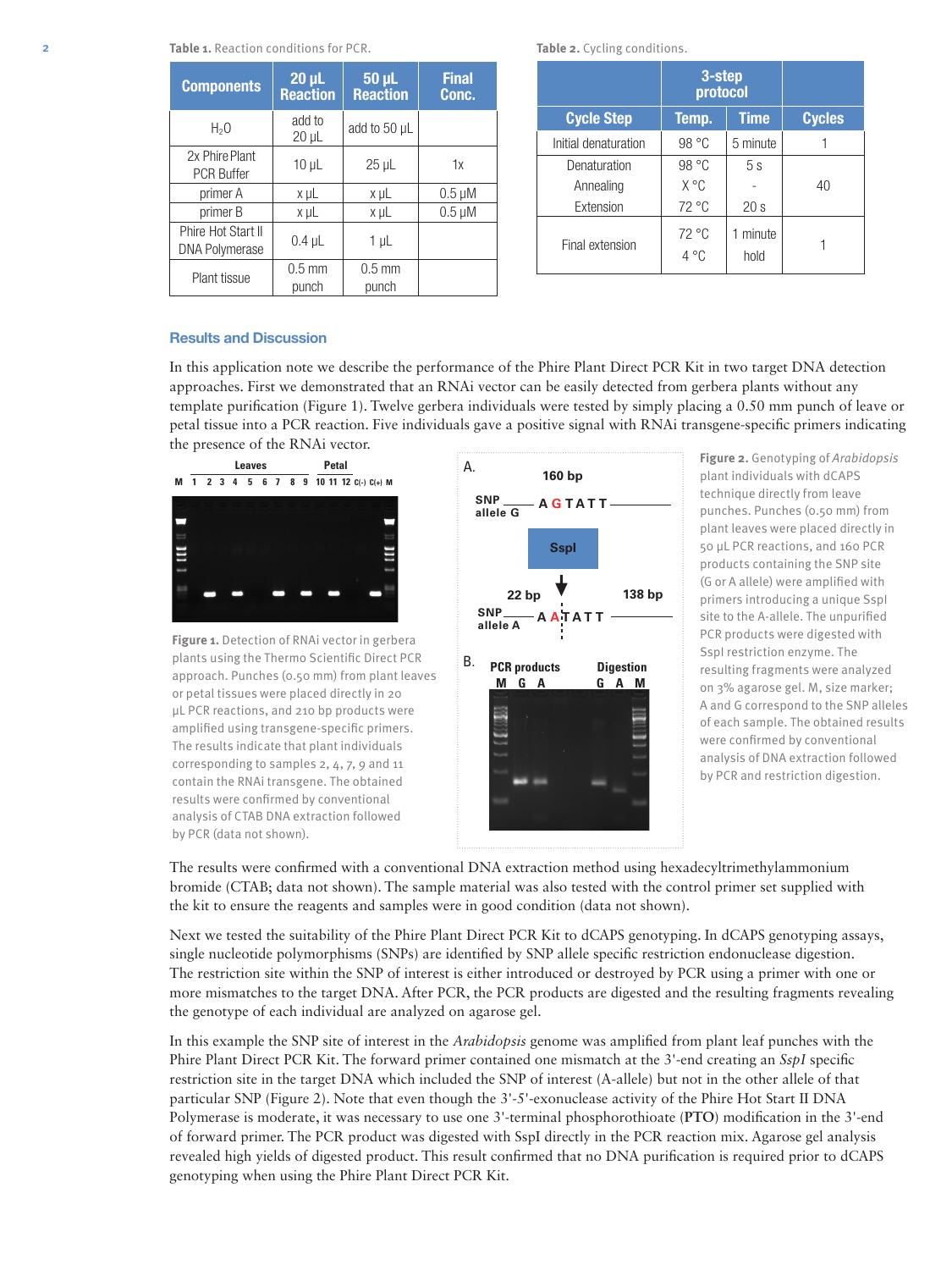**Table 1.** Reaction conditions for PCR.

| Components | 20 µL Reaction | 50 µL Reaction | Final Conc. |
|---|---|---|---|
| $H_2O$ | add to 20 µL | add to 50 µL | |
| 2x Phire Plant PCR Buffer | 10 µL | 25 µL | 1x |
| primer A | x µL | x µL | 0.5 µM |
| primer B | x µL | x µL | 0.5 µM |
| Phire Hot Start II DNA Polymerase | 0.4 µL | 1 µL | |
| Plant tissue | 0.5 mm punch | 0.5 mm punch | |

**Table 2.** Cycling conditions.

| | 3-step protocol | | |
|---|---|---|---|
| **Cycle Step** | **Temp.** | **Time** | **Cycles** |
| Initial denaturation | 98 °C | 5 minute | 1 |
| Denaturation | 98 °C | 5 s | 40 |
| Annealing | X °C | - | |
| Extension | 72 °C | 20 s | |
| Final extension | 72 °C | 1 minute | 1 |
| | 4 °C | hold | |

## Results and Discussion

In this application note we describe the performance of the Phire Plant Direct PCR Kit in two target DNA detection approaches. First we demonstrated that an RNAi vector can be easily detected from gerbera plants without any template purification (Figure 1). Twelve gerbera individuals were tested by simply placing a 0.50 mm punch of leave or petal tissue into a PCR reaction. Five individuals gave a positive signal with RNAi transgene-specific primers indicating the presence of the RNAi vector.

**Figure 1.** Detection of RNAi vector in gerbera plants using the Thermo Scientific Direct PCR approach. Punches (0.50 mm) from plant leaves or petal tissues were placed directly in 20 µL PCR reactions, and 210 bp products were amplified using transgene-specific primers. The results indicate that plant individuals corresponding to samples 2, 4, 7, 9 and 11 contain the RNAi transgene. The obtained results were confirmed by conventional analysis of CTAB DNA extraction followed by PCR (data not shown).

**Figure 2.** Genotyping of *Arabidopsis* plant individuals with dCAPS technique directly from leave punches. Punches (0.50 mm) from plant leaves were placed directly in 50 µL PCR reactions, and 160 PCR products containing the SNP site (G or A allele) were amplified with primers introducing a unique SspI site to the A-allele. The unpurified PCR products were digested with SspI restriction enzyme. The resulting fragments were analyzed on 3% agarose gel. M, size marker; A and G correspond to the SNP alleles of each sample. The obtained results were confirmed by conventional analysis of DNA extraction followed by PCR and restriction digestion.

The results were confirmed with a conventional DNA extraction method using hexadecyltrimethylammonium bromide (CTAB; data not shown). The sample material was also tested with the control primer set supplied with the kit to ensure the reagents and samples were in good condition (data not shown).

Next we tested the suitability of the Phire Plant Direct PCR Kit to dCAPS genotyping. In dCAPS genotyping assays, single nucleotide polymorphisms (SNPs) are identified by SNP allele specific restriction endonuclease digestion. The restriction site within the SNP of interest is either introduced or destroyed by PCR using a primer with one or more mismatches to the target DNA. After PCR, the PCR products are digested and the resulting fragments revealing the genotype of each individual are analyzed on agarose gel.

In this example the SNP site of interest in the *Arabidopsis* genome was amplified from plant leaf punches with the Phire Plant Direct PCR Kit. The forward primer contained one mismatch at the 3'-end creating an *SspI* specific restriction site in the target DNA which included the SNP of interest (A-allele) but not in the other allele of that particular SNP (Figure 2). Note that even though the 3'-5'-exonuclease activity of the Phire Hot Start II DNA Polymerase is moderate, it was necessary to use one 3'-terminal phosphorothioate (**PTO**) modification in the 3'-end of forward primer. The PCR product was digested with SspI directly in the PCR reaction mix. Agarose gel analysis revealed high yields of digested product. This result confirmed that no DNA purification is required prior to dCAPS genotyping when using the Phire Plant Direct PCR Kit.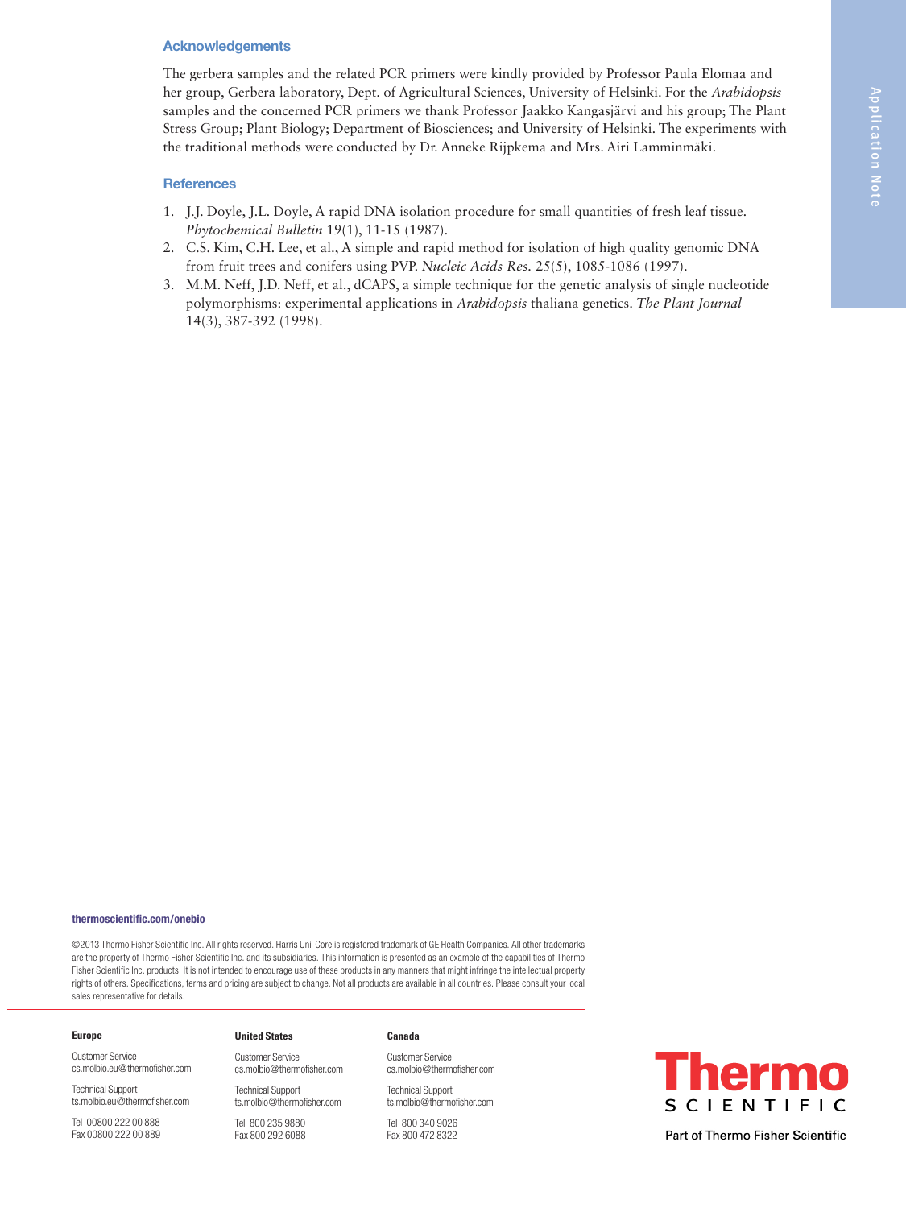## Acknowledgements

The gerbera samples and the related PCR primers were kindly provided by Professor Paula Elomaa and her group, Gerbera laboratory, Dept. of Agricultural Sciences, University of Helsinki. For the *Arabidopsis* samples and the concerned PCR primers we thank Professor Jaakko Kangasjärvi and his group; The Plant Stress Group; Plant Biology; Department of Biosciences; and University of Helsinki. The experiments with the traditional methods were conducted by Dr. Anneke Rijpkema and Mrs. Airi Lamminmäki.

## References

1. J.J. Doyle, J.L. Doyle, A rapid DNA isolation procedure for small quantities of fresh leaf tissue. *Phytochemical Bulletin* 19(1), 11-15 (1987).
2. C.S. Kim, C.H. Lee, et al., A simple and rapid method for isolation of high quality genomic DNA from fruit trees and conifers using PVP. *Nucleic Acids Res.* 25(5), 1085-1086 (1997).
3. M.M. Neff, J.D. Neff, et al., dCAPS, a simple technique for the genetic analysis of single nucleotide polymorphisms: experimental applications in *Arabidopsis* thaliana genetics. *The Plant Journal* 14(3), 387-392 (1998).

**thermoscientific.com/onebio**

©2013 Thermo Fisher Scientific Inc. All rights reserved. Harris Uni-Core is registered trademark of GE Health Companies. All other trademarks are the property of Thermo Fisher Scientific Inc. and its subsidiaries. This information is presented as an example of the capabilities of Thermo Fisher Scientific Inc. products. It is not intended to encourage use of these products in any manners that might infringe the intellectual property rights of others. Specifications, terms and pricing are subject to change. Not all products are available in all countries. Please consult your local sales representative for details.

**Europe**

Customer Service
cs.molbio.eu@thermofisher.com

Technical Support
ts.molbio.eu@thermofisher.com

Tel 00800 222 00 888
Fax 00800 222 00 889

**United States**

Customer Service
cs.molbio@thermofisher.com

Technical Support
ts.molbio@thermofisher.com

Tel 800 235 9880
Fax 800 292 6088

**Canada**

Customer Service
cs.molbio@thermofisher.com

Technical Support
ts.molbio@thermofisher.com

Tel 800 340 9026
Fax 800 472 8322

Thermo SCIENTIFIC

Part of Thermo Fisher Scientific